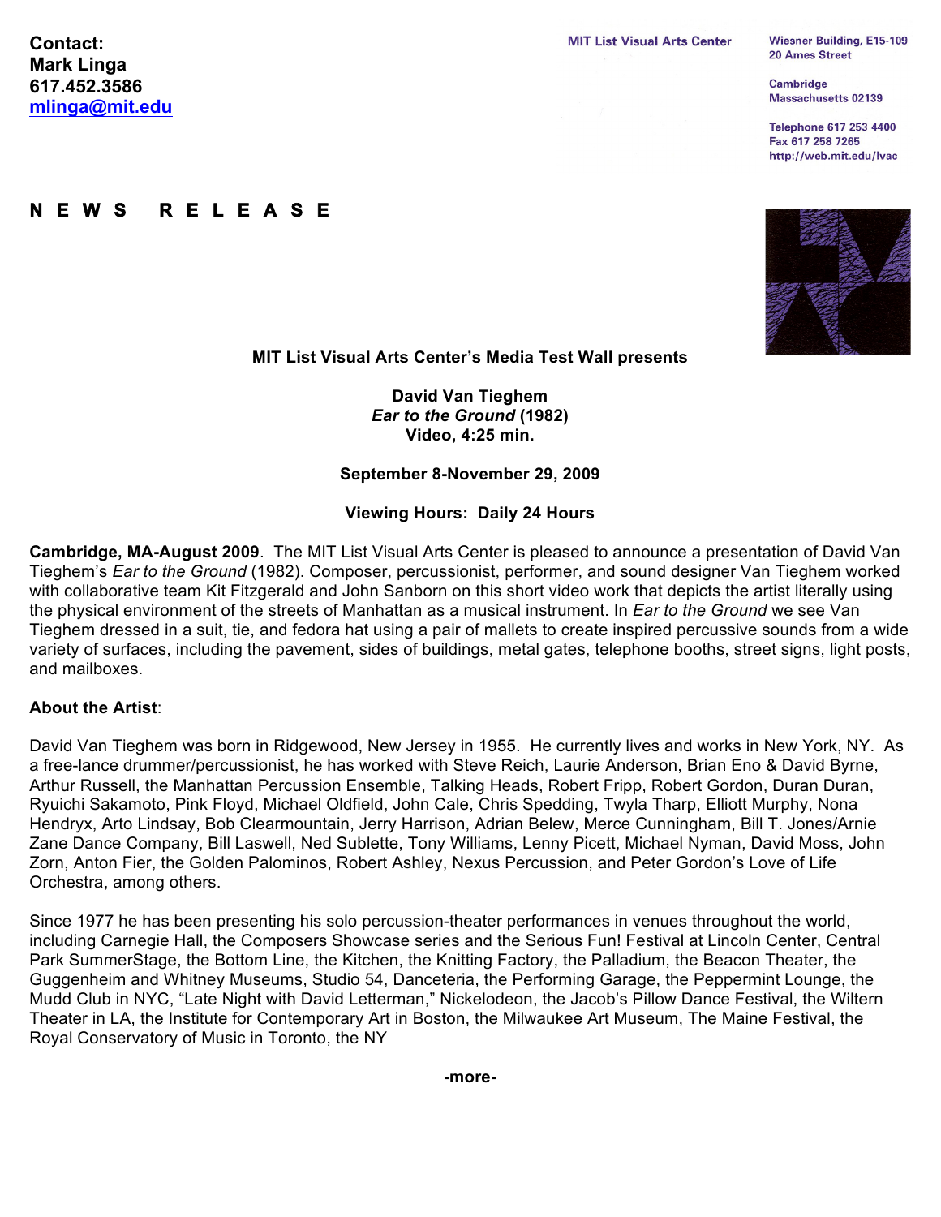**Contact:**
**Mark Linga**
**617.452.3586**
**mlinga@mit.edu**

MIT List Visual Arts Center

Wiesner Building, E15-109
20 Ames Street

Cambridge
Massachusetts 02139

Telephone 617 253 4400
Fax 617 258 7265
http://web.mit.edu/lvac

# N E W S   R E L E A S E

**MIT List Visual Arts Center's Media Test Wall presents**

**David Van Tieghem**
***Ear to the Ground* (1982)**
**Video, 4:25 min.**

**September 8-November 29, 2009**

**Viewing Hours: Daily 24 Hours**

**Cambridge, MA-August 2009**. The MIT List Visual Arts Center is pleased to announce a presentation of David Van Tieghem's *Ear to the Ground* (1982). Composer, percussionist, performer, and sound designer Van Tieghem worked with collaborative team Kit Fitzgerald and John Sanborn on this short video work that depicts the artist literally using the physical environment of the streets of Manhattan as a musical instrument. In *Ear to the Ground* we see Van Tieghem dressed in a suit, tie, and fedora hat using a pair of mallets to create inspired percussive sounds from a wide variety of surfaces, including the pavement, sides of buildings, metal gates, telephone booths, street signs, light posts, and mailboxes.

**About the Artist**:

David Van Tieghem was born in Ridgewood, New Jersey in 1955. He currently lives and works in New York, NY. As a free-lance drummer/percussionist, he has worked with Steve Reich, Laurie Anderson, Brian Eno & David Byrne, Arthur Russell, the Manhattan Percussion Ensemble, Talking Heads, Robert Fripp, Robert Gordon, Duran Duran, Ryuichi Sakamoto, Pink Floyd, Michael Oldfield, John Cale, Chris Spedding, Twyla Tharp, Elliott Murphy, Nona Hendryx, Arto Lindsay, Bob Clearmountain, Jerry Harrison, Adrian Belew, Merce Cunningham, Bill T. Jones/Arnie Zane Dance Company, Bill Laswell, Ned Sublette, Tony Williams, Lenny Picett, Michael Nyman, David Moss, John Zorn, Anton Fier, the Golden Palominos, Robert Ashley, Nexus Percussion, and Peter Gordon's Love of Life Orchestra, among others.

Since 1977 he has been presenting his solo percussion-theater performances in venues throughout the world, including Carnegie Hall, the Composers Showcase series and the Serious Fun! Festival at Lincoln Center, Central Park SummerStage, the Bottom Line, the Kitchen, the Knitting Factory, the Palladium, the Beacon Theater, the Guggenheim and Whitney Museums, Studio 54, Danceteria, the Performing Garage, the Peppermint Lounge, the Mudd Club in NYC, "Late Night with David Letterman," Nickelodeon, the Jacob's Pillow Dance Festival, the Wiltern Theater in LA, the Institute for Contemporary Art in Boston, the Milwaukee Art Museum, The Maine Festival, the Royal Conservatory of Music in Toronto, the NY

**-more-**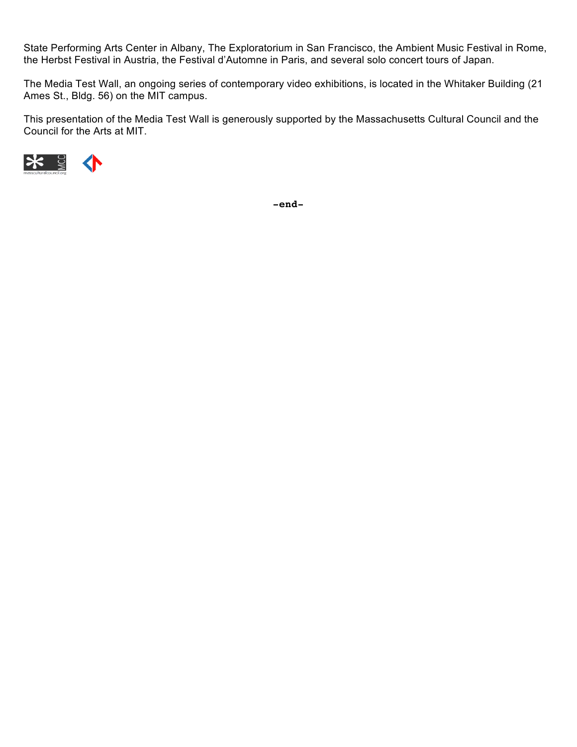State Performing Arts Center in Albany, The Exploratorium in San Francisco, the Ambient Music Festival in Rome, the Herbst Festival in Austria, the Festival d'Automne in Paris, and several solo concert tours of Japan.

The Media Test Wall, an ongoing series of contemporary video exhibitions, is located in the Whitaker Building (21 Ames St., Bldg. 56) on the MIT campus.

This presentation of the Media Test Wall is generously supported by the Massachusetts Cultural Council and the Council for the Arts at MIT.

**-end-**